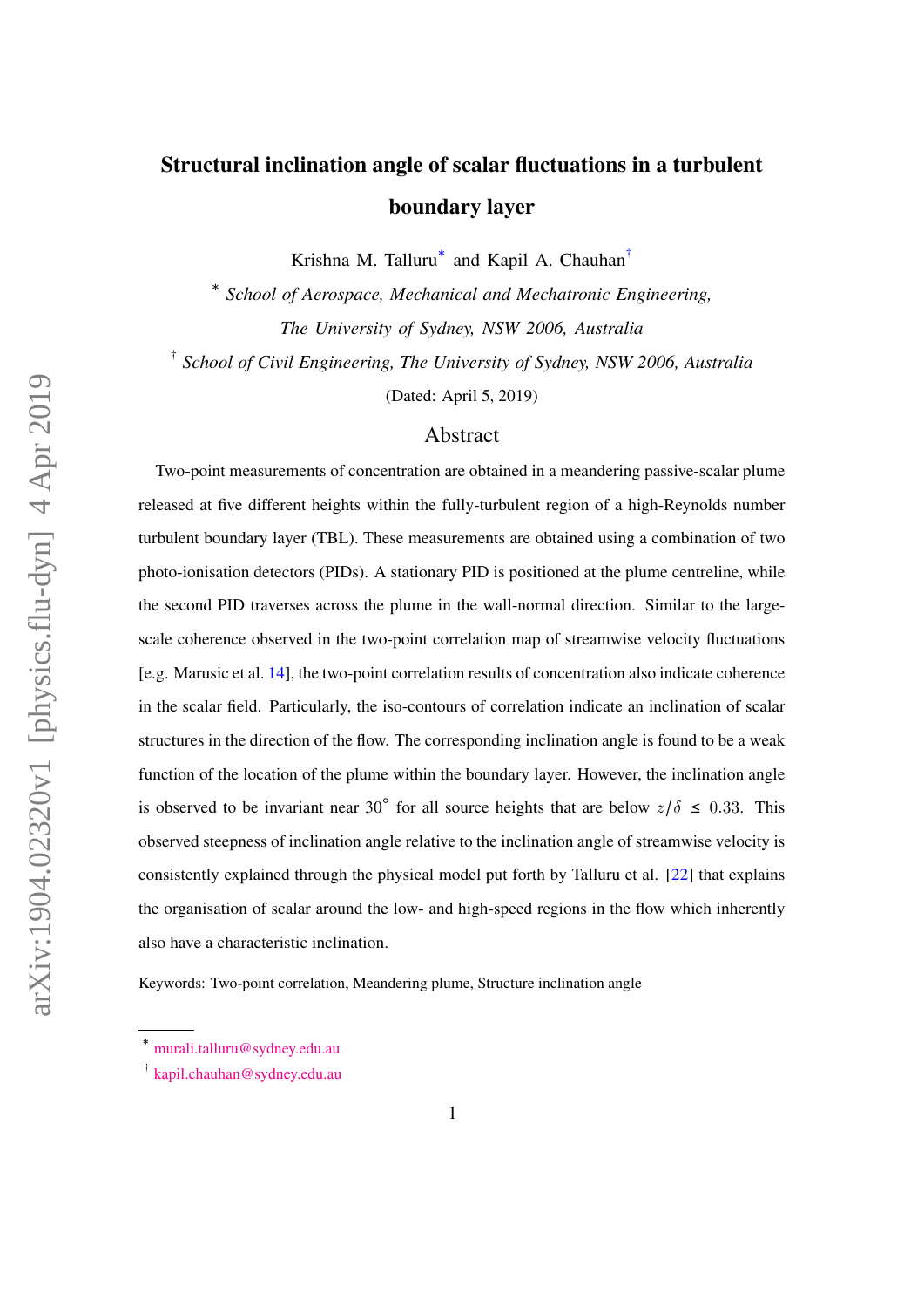# Structural inclination angle of scalar fluctuations in a turbulent boundary layer

Krishna M. Talluru[*] and Kapil A. Chauhan[†]

[*] *School of Aerospace, Mechanical and Mechatronic Engineering, The University of Sydney, NSW 2006, Australia*

[†] *School of Civil Engineering, The University of Sydney, NSW 2006, Australia*

(Dated: April 5, 2019)

## Abstract

Two-point measurements of concentration are obtained in a meandering passive-scalar plume released at five different heights within the fully-turbulent region of a high-Reynolds number turbulent boundary layer (TBL). These measurements are obtained using a combination of two photo-ionisation detectors (PIDs). A stationary PID is positioned at the plume centreline, while the second PID traverses across the plume in the wall-normal direction. Similar to the large-scale coherence observed in the two-point correlation map of streamwise velocity fluctuations [e.g. Marusic et al. 14], the two-point correlation results of concentration also indicate coherence in the scalar field. Particularly, the iso-contours of correlation indicate an inclination of scalar structures in the direction of the flow. The corresponding inclination angle is found to be a weak function of the location of the plume within the boundary layer. However, the inclination angle is observed to be invariant near $30^\circ$ for all source heights that are below $z/\delta \leq 0.33$. This observed steepness of inclination angle relative to the inclination angle of streamwise velocity is consistently explained through the physical model put forth by Talluru et al. [22] that explains the organisation of scalar around the low- and high-speed regions in the flow which inherently also have a characteristic inclination.

Keywords: Two-point correlation, Meandering plume, Structure inclination angle

[*] murali.talluru@sydney.edu.au

[†] kapil.chauhan@sydney.edu.au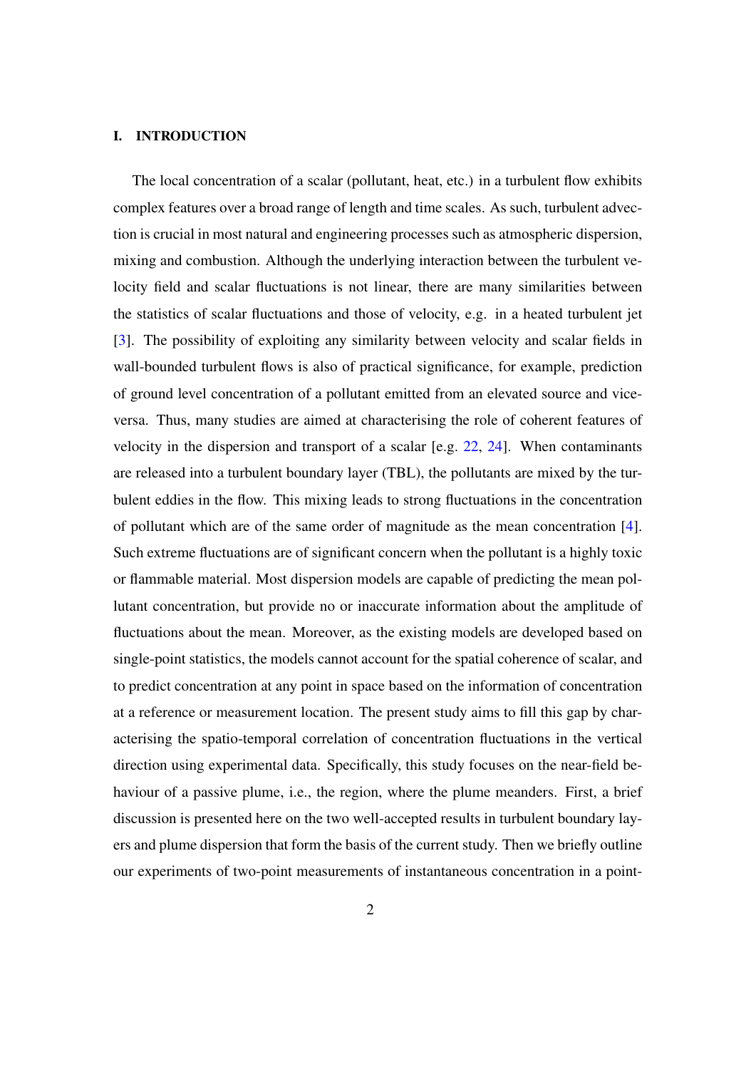## I. INTRODUCTION

The local concentration of a scalar (pollutant, heat, etc.) in a turbulent flow exhibits complex features over a broad range of length and time scales. As such, turbulent advection is crucial in most natural and engineering processes such as atmospheric dispersion, mixing and combustion. Although the underlying interaction between the turbulent velocity field and scalar fluctuations is not linear, there are many similarities between the statistics of scalar fluctuations and those of velocity, e.g. in a heated turbulent jet [3]. The possibility of exploiting any similarity between velocity and scalar fields in wall-bounded turbulent flows is also of practical significance, for example, prediction of ground level concentration of a pollutant emitted from an elevated source and vice-versa. Thus, many studies are aimed at characterising the role of coherent features of velocity in the dispersion and transport of a scalar [e.g. 22, 24]. When contaminants are released into a turbulent boundary layer (TBL), the pollutants are mixed by the turbulent eddies in the flow. This mixing leads to strong fluctuations in the concentration of pollutant which are of the same order of magnitude as the mean concentration [4]. Such extreme fluctuations are of significant concern when the pollutant is a highly toxic or flammable material. Most dispersion models are capable of predicting the mean pollutant concentration, but provide no or inaccurate information about the amplitude of fluctuations about the mean. Moreover, as the existing models are developed based on single-point statistics, the models cannot account for the spatial coherence of scalar, and to predict concentration at any point in space based on the information of concentration at a reference or measurement location. The present study aims to fill this gap by characterising the spatio-temporal correlation of concentration fluctuations in the vertical direction using experimental data. Specifically, this study focuses on the near-field behaviour of a passive plume, i.e., the region, where the plume meanders. First, a brief discussion is presented here on the two well-accepted results in turbulent boundary layers and plume dispersion that form the basis of the current study. Then we briefly outline our experiments of two-point measurements of instantaneous concentration in a point-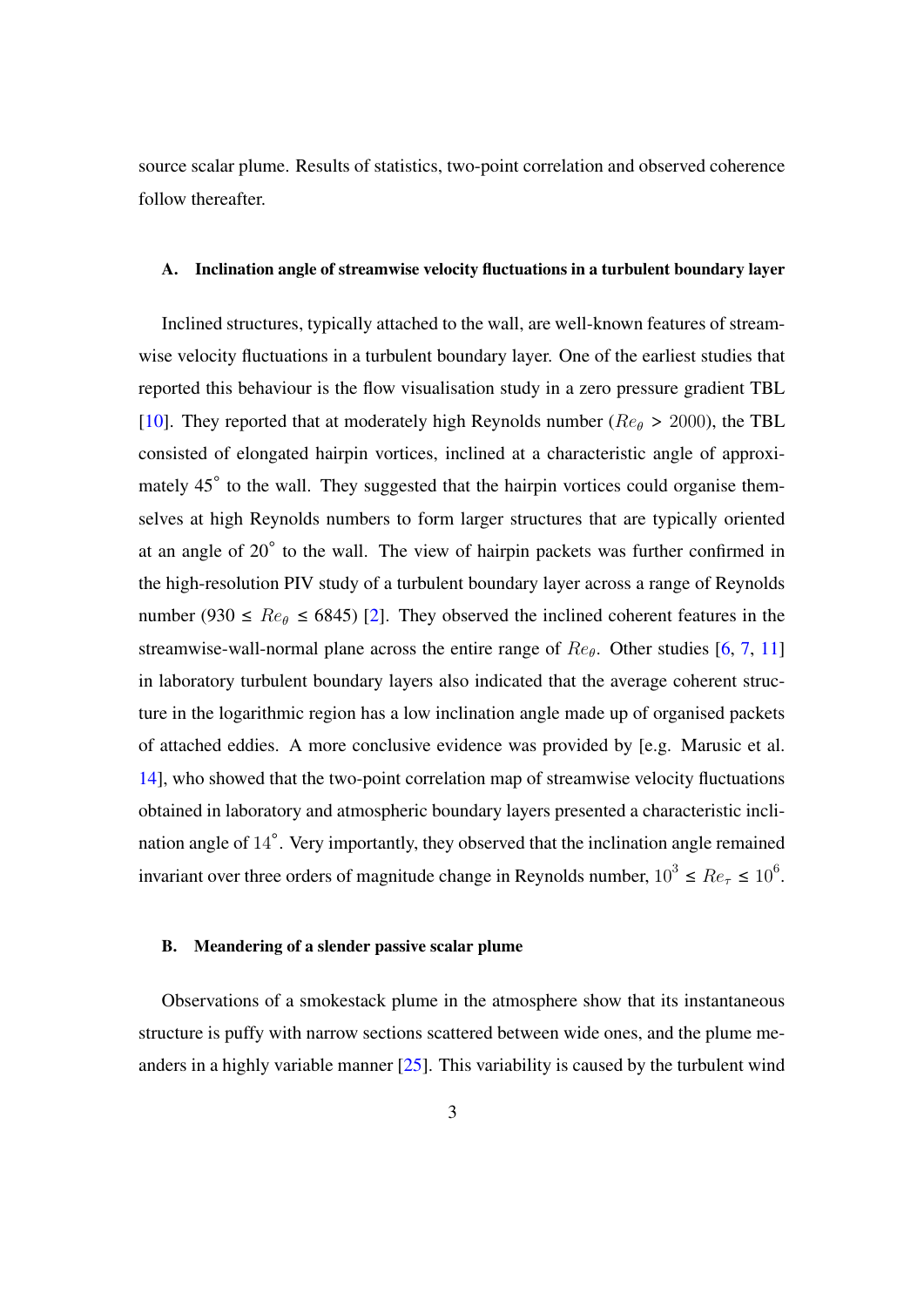source scalar plume. Results of statistics, two-point correlation and observed coherence follow thereafter.

### A. Inclination angle of streamwise velocity fluctuations in a turbulent boundary layer

Inclined structures, typically attached to the wall, are well-known features of streamwise velocity fluctuations in a turbulent boundary layer. One of the earliest studies that reported this behaviour is the flow visualisation study in a zero pressure gradient TBL [10]. They reported that at moderately high Reynolds number ($Re_\theta$ > 2000), the TBL consisted of elongated hairpin vortices, inclined at a characteristic angle of approximately 45° to the wall. They suggested that the hairpin vortices could organise themselves at high Reynolds numbers to form larger structures that are typically oriented at an angle of 20° to the wall. The view of hairpin packets was further confirmed in the high-resolution PIV study of a turbulent boundary layer across a range of Reynolds number (930 ≤ $Re_\theta$ ≤ 6845) [2]. They observed the inclined coherent features in the streamwise-wall-normal plane across the entire range of $Re_\theta$. Other studies [6, 7, 11] in laboratory turbulent boundary layers also indicated that the average coherent structure in the logarithmic region has a low inclination angle made up of organised packets of attached eddies. A more conclusive evidence was provided by [e.g. Marusic et al. 14], who showed that the two-point correlation map of streamwise velocity fluctuations obtained in laboratory and atmospheric boundary layers presented a characteristic inclination angle of $14^{\circ}$. Very importantly, they observed that the inclination angle remained invariant over three orders of magnitude change in Reynolds number, $10^{3} \leq Re_\tau \leq 10^{6}$.

### B. Meandering of a slender passive scalar plume

Observations of a smokestack plume in the atmosphere show that its instantaneous structure is puffy with narrow sections scattered between wide ones, and the plume meanders in a highly variable manner [25]. This variability is caused by the turbulent wind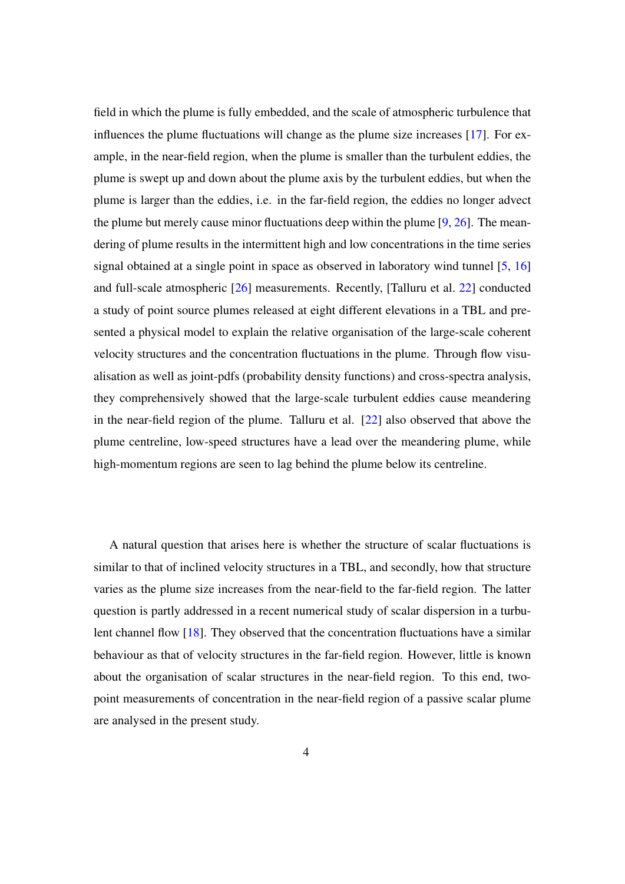field in which the plume is fully embedded, and the scale of atmospheric turbulence that influences the plume fluctuations will change as the plume size increases [17]. For example, in the near-field region, when the plume is smaller than the turbulent eddies, the plume is swept up and down about the plume axis by the turbulent eddies, but when the plume is larger than the eddies, i.e. in the far-field region, the eddies no longer advect the plume but merely cause minor fluctuations deep within the plume [9, 26]. The meandering of plume results in the intermittent high and low concentrations in the time series signal obtained at a single point in space as observed in laboratory wind tunnel [5, 16] and full-scale atmospheric [26] measurements. Recently, [Talluru et al. 22] conducted a study of point source plumes released at eight different elevations in a TBL and presented a physical model to explain the relative organisation of the large-scale coherent velocity structures and the concentration fluctuations in the plume. Through flow visualisation as well as joint-pdfs (probability density functions) and cross-spectra analysis, they comprehensively showed that the large-scale turbulent eddies cause meandering in the near-field region of the plume. Talluru et al. [22] also observed that above the plume centreline, low-speed structures have a lead over the meandering plume, while high-momentum regions are seen to lag behind the plume below its centreline.

A natural question that arises here is whether the structure of scalar fluctuations is similar to that of inclined velocity structures in a TBL, and secondly, how that structure varies as the plume size increases from the near-field to the far-field region. The latter question is partly addressed in a recent numerical study of scalar dispersion in a turbulent channel flow [18]. They observed that the concentration fluctuations have a similar behaviour as that of velocity structures in the far-field region. However, little is known about the organisation of scalar structures in the near-field region. To this end, two-point measurements of concentration in the near-field region of a passive scalar plume are analysed in the present study.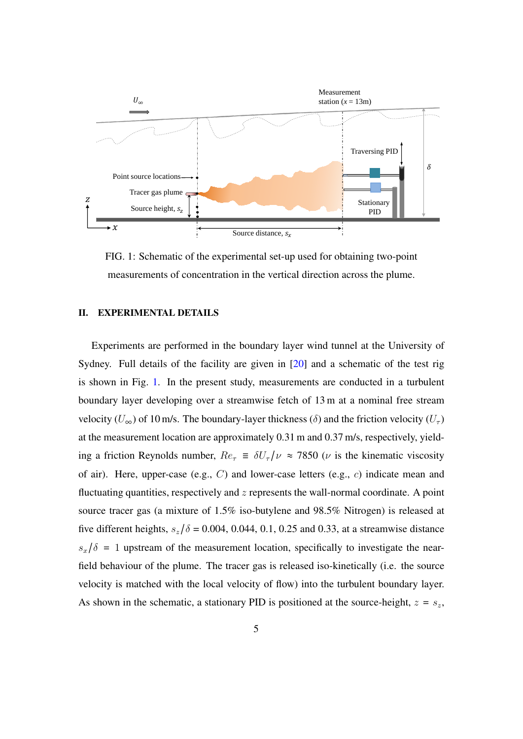FIG. 1: Schematic of the experimental set-up used for obtaining two-point measurements of concentration in the vertical direction across the plume.

## II. EXPERIMENTAL DETAILS

Experiments are performed in the boundary layer wind tunnel at the University of Sydney. Full details of the facility are given in [20] and a schematic of the test rig is shown in Fig. 1. In the present study, measurements are conducted in a turbulent boundary layer developing over a streamwise fetch of 13 m at a nominal free stream velocity ($U_\infty$) of 10 m/s. The boundary-layer thickness ($\delta$) and the friction velocity ($U_\tau$) at the measurement location are approximately 0.31 m and 0.37 m/s, respectively, yielding a friction Reynolds number, $Re_\tau \equiv \delta U_\tau/\nu \approx 7850$ ($\nu$ is the kinematic viscosity of air). Here, upper-case (e.g., $C$) and lower-case letters (e.g., $c$) indicate mean and fluctuating quantities, respectively and $z$ represents the wall-normal coordinate. A point source tracer gas (a mixture of 1.5% iso-butylene and 98.5% Nitrogen) is released at five different heights, $s_z/\delta$ = 0.004, 0.044, 0.1, 0.25 and 0.33, at a streamwise distance $s_x/\delta = 1$ upstream of the measurement location, specifically to investigate the near-field behaviour of the plume. The tracer gas is released iso-kinetically (i.e. the source velocity is matched with the local velocity of flow) into the turbulent boundary layer. As shown in the schematic, a stationary PID is positioned at the source-height, $z = s_z$,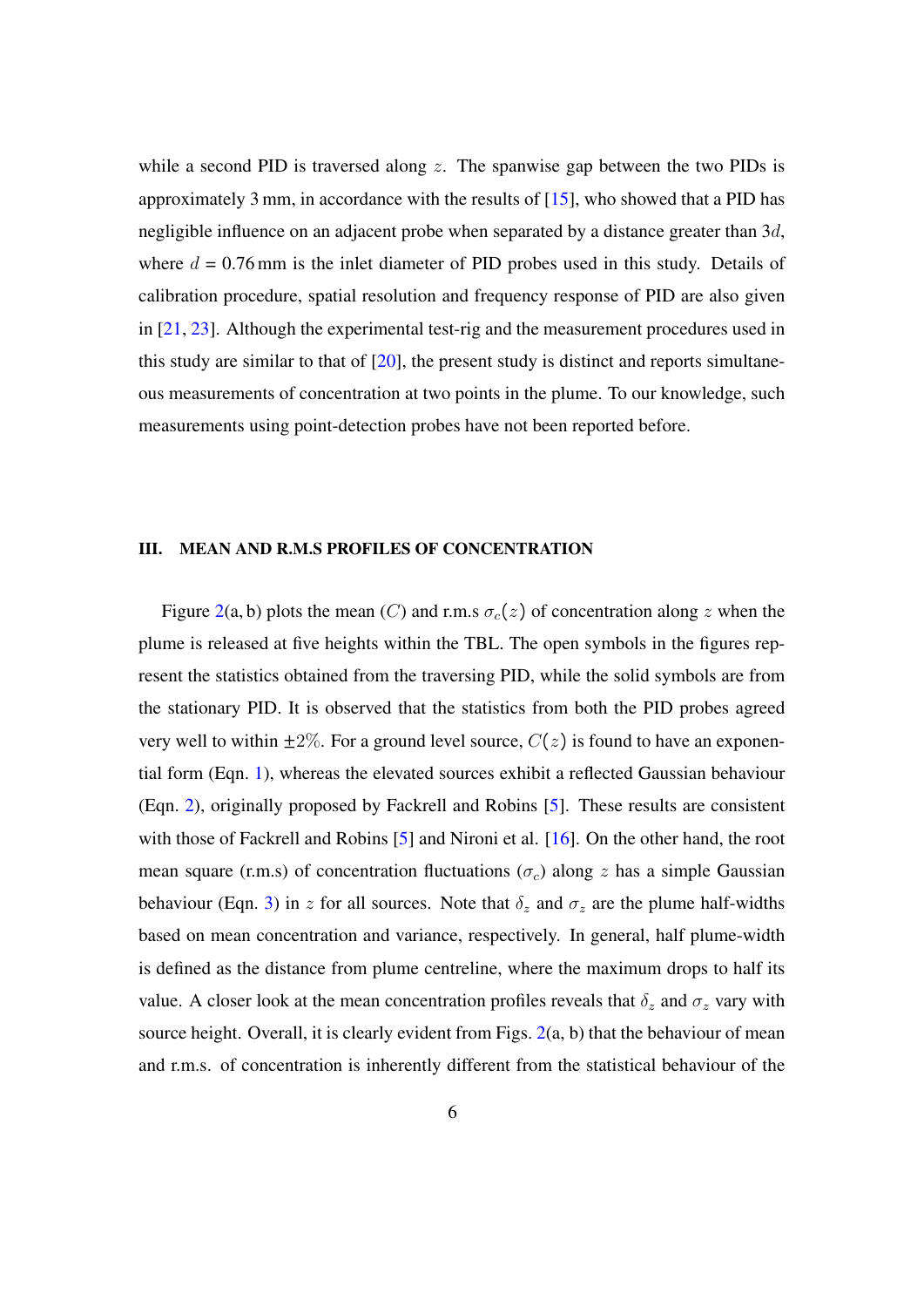while a second PID is traversed along $z$. The spanwise gap between the two PIDs is approximately 3 mm, in accordance with the results of [15], who showed that a PID has negligible influence on an adjacent probe when separated by a distance greater than $3d$, where $d$ = 0.76 mm is the inlet diameter of PID probes used in this study. Details of calibration procedure, spatial resolution and frequency response of PID are also given in [21, 23]. Although the experimental test-rig and the measurement procedures used in this study are similar to that of [20], the present study is distinct and reports simultaneous measurements of concentration at two points in the plume. To our knowledge, such measurements using point-detection probes have not been reported before.

## III. MEAN AND R.M.S PROFILES OF CONCENTRATION

Figure 2(a, b) plots the mean ($C$) and r.m.s $\sigma_c(z)$ of concentration along $z$ when the plume is released at five heights within the TBL. The open symbols in the figures represent the statistics obtained from the traversing PID, while the solid symbols are from the stationary PID. It is observed that the statistics from both the PID probes agreed very well to within $\pm 2\%$. For a ground level source, $C(z)$ is found to have an exponential form (Eqn. 1), whereas the elevated sources exhibit a reflected Gaussian behaviour (Eqn. 2), originally proposed by Fackrell and Robins [5]. These results are consistent with those of Fackrell and Robins [5] and Nironi et al. [16]. On the other hand, the root mean square (r.m.s) of concentration fluctuations ($\sigma_c$) along $z$ has a simple Gaussian behaviour (Eqn. 3) in $z$ for all sources. Note that $\delta_z$ and $\sigma_z$ are the plume half-widths based on mean concentration and variance, respectively. In general, half plume-width is defined as the distance from plume centreline, where the maximum drops to half its value. A closer look at the mean concentration profiles reveals that $\delta_z$ and $\sigma_z$ vary with source height. Overall, it is clearly evident from Figs. 2(a, b) that the behaviour of mean and r.m.s. of concentration is inherently different from the statistical behaviour of the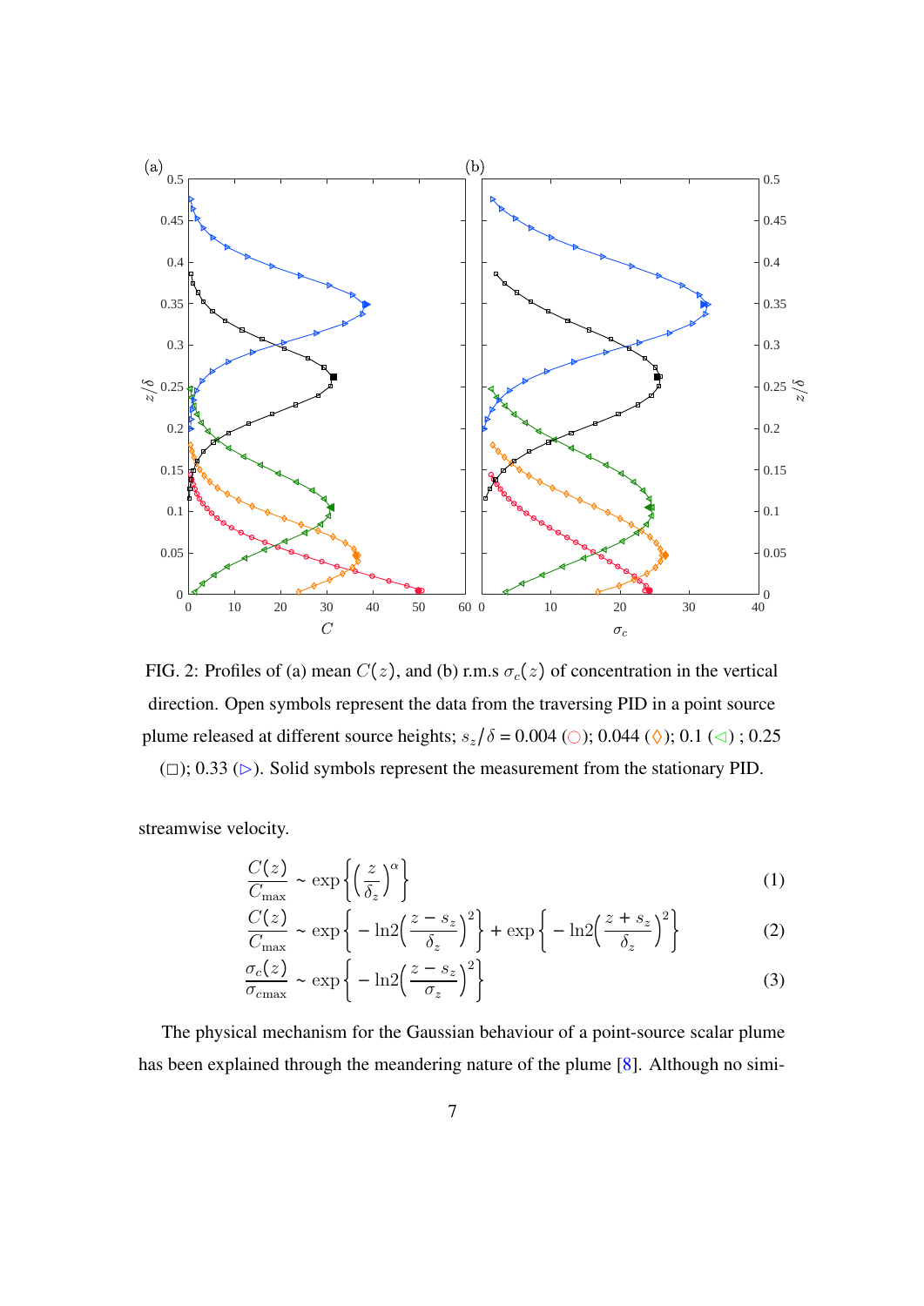FIG. 2: Profiles of (a) mean $C(z)$, and (b) r.m.s $\sigma_c(z)$ of concentration in the vertical direction. Open symbols represent the data from the traversing PID in a point source plume released at different source heights; $s_z/\delta$ = 0.004 (○); 0.044 (◇); 0.1 (◁) ; 0.25 (□); 0.33 (▷). Solid symbols represent the measurement from the stationary PID.

streamwise velocity.

$$\frac{C(z)}{C_{\max}} \sim \exp\left\{\left(\frac{z}{\delta_z}\right)^{\alpha}\right\} \tag{1}$$

$$\frac{C(z)}{C_{\max}} \sim \exp\left\{-\ln 2\left(\frac{z-s_z}{\delta_z}\right)^2\right\} + \exp\left\{-\ln 2\left(\frac{z+s_z}{\delta_z}\right)^2\right\} \tag{2}$$

$$\frac{\sigma_c(z)}{\sigma_{c\max}} \sim \exp\left\{-\ln 2\left(\frac{z-s_z}{\sigma_z}\right)^2\right\} \tag{3}$$

The physical mechanism for the Gaussian behaviour of a point-source scalar plume has been explained through the meandering nature of the plume [8]. Although no simi-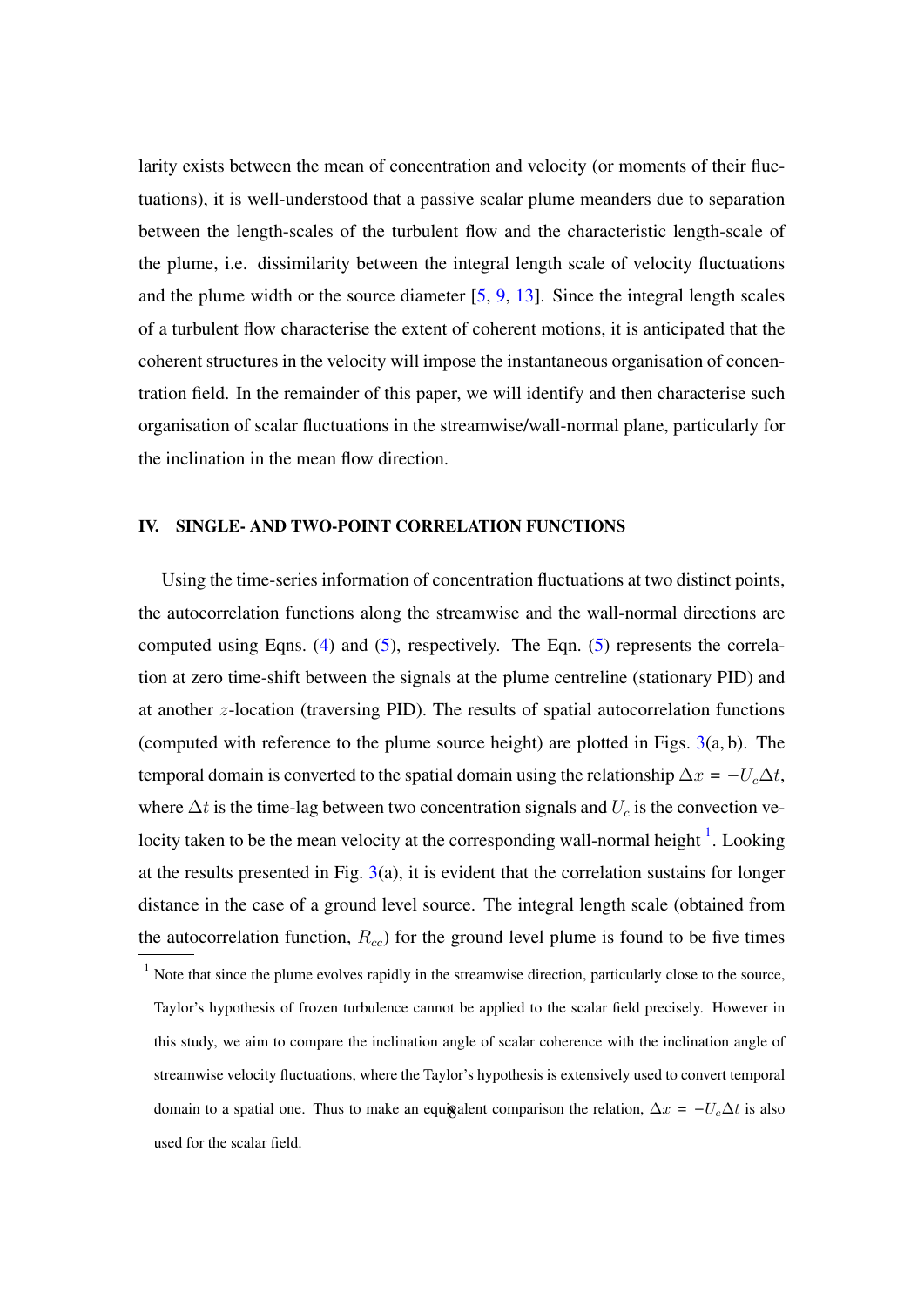larity exists between the mean of concentration and velocity (or moments of their fluctuations), it is well-understood that a passive scalar plume meanders due to separation between the length-scales of the turbulent flow and the characteristic length-scale of the plume, i.e. dissimilarity between the integral length scale of velocity fluctuations and the plume width or the source diameter [5, 9, 13]. Since the integral length scales of a turbulent flow characterise the extent of coherent motions, it is anticipated that the coherent structures in the velocity will impose the instantaneous organisation of concentration field. In the remainder of this paper, we will identify and then characterise such organisation of scalar fluctuations in the streamwise/wall-normal plane, particularly for the inclination in the mean flow direction.

## IV. SINGLE- AND TWO-POINT CORRELATION FUNCTIONS

Using the time-series information of concentration fluctuations at two distinct points, the autocorrelation functions along the streamwise and the wall-normal directions are computed using Eqns. (4) and (5), respectively. The Eqn. (5) represents the correlation at zero time-shift between the signals at the plume centreline (stationary PID) and at another $z$-location (traversing PID). The results of spatial autocorrelation functions (computed with reference to the plume source height) are plotted in Figs. 3(a, b). The temporal domain is converted to the spatial domain using the relationship $\Delta x = -U_c \Delta t$, where $\Delta t$ is the time-lag between two concentration signals and $U_c$ is the convection velocity taken to be the mean velocity at the corresponding wall-normal height [1]. Looking at the results presented in Fig. 3(a), it is evident that the correlation sustains for longer distance in the case of a ground level source. The integral length scale (obtained from the autocorrelation function, $R_{cc}$) for the ground level plume is found to be five times

[1] Note that since the plume evolves rapidly in the streamwise direction, particularly close to the source, Taylor's hypothesis of frozen turbulence cannot be applied to the scalar field precisely. However in this study, we aim to compare the inclination angle of scalar coherence with the inclination angle of streamwise velocity fluctuations, where the Taylor's hypothesis is extensively used to convert temporal domain to a spatial one. Thus to make an equivalent comparison the relation, $\Delta x = -U_c \Delta t$ is also used for the scalar field.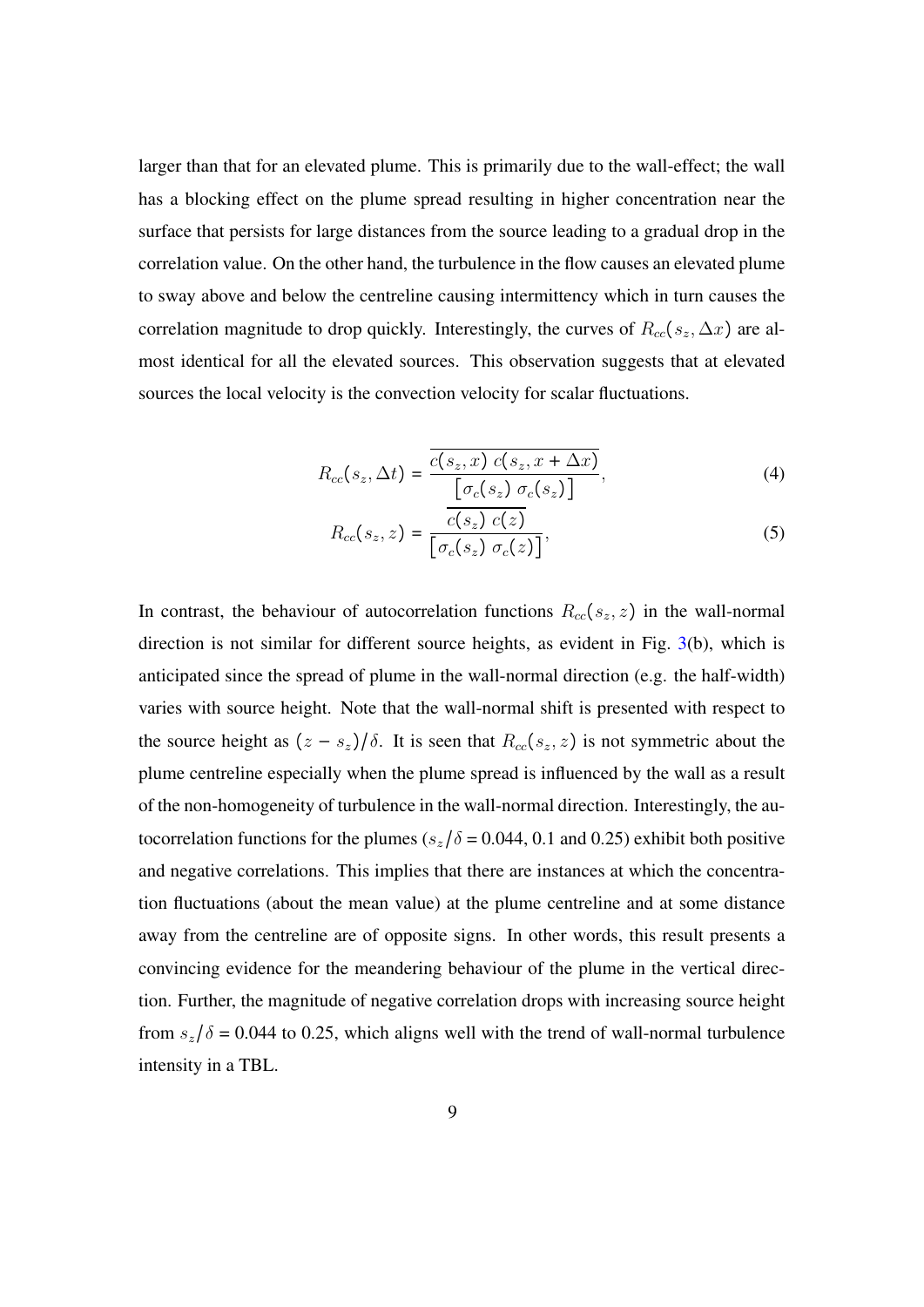larger than that for an elevated plume. This is primarily due to the wall-effect; the wall has a blocking effect on the plume spread resulting in higher concentration near the surface that persists for large distances from the source leading to a gradual drop in the correlation value. On the other hand, the turbulence in the flow causes an elevated plume to sway above and below the centreline causing intermittency which in turn causes the correlation magnitude to drop quickly. Interestingly, the curves of $R_{cc}(s_z, \Delta x)$ are almost identical for all the elevated sources. This observation suggests that at elevated sources the local velocity is the convection velocity for scalar fluctuations.

$$R_{cc}(s_z, \Delta t) = \frac{\overline{c(s_z, x)\ c(s_z, x + \Delta x)}}{\left[\sigma_c(s_z)\ \sigma_c(s_z)\right]}, \tag{4}$$

$$R_{cc}(s_z, z) = \frac{\overline{c(s_z)\ c(z)}}{\left[\sigma_c(s_z)\ \sigma_c(z)\right]}, \tag{5}$$

In contrast, the behaviour of autocorrelation functions $R_{cc}(s_z, z)$ in the wall-normal direction is not similar for different source heights, as evident in Fig. 3(b), which is anticipated since the spread of plume in the wall-normal direction (e.g. the half-width) varies with source height. Note that the wall-normal shift is presented with respect to the source height as $(z - s_z)/\delta$. It is seen that $R_{cc}(s_z, z)$ is not symmetric about the plume centreline especially when the plume spread is influenced by the wall as a result of the non-homogeneity of turbulence in the wall-normal direction. Interestingly, the autocorrelation functions for the plumes ($s_z/\delta$ = 0.044, 0.1 and 0.25) exhibit both positive and negative correlations. This implies that there are instances at which the concentration fluctuations (about the mean value) at the plume centreline and at some distance away from the centreline are of opposite signs. In other words, this result presents a convincing evidence for the meandering behaviour of the plume in the vertical direction. Further, the magnitude of negative correlation drops with increasing source height from $s_z/\delta$ = 0.044 to 0.25, which aligns well with the trend of wall-normal turbulence intensity in a TBL.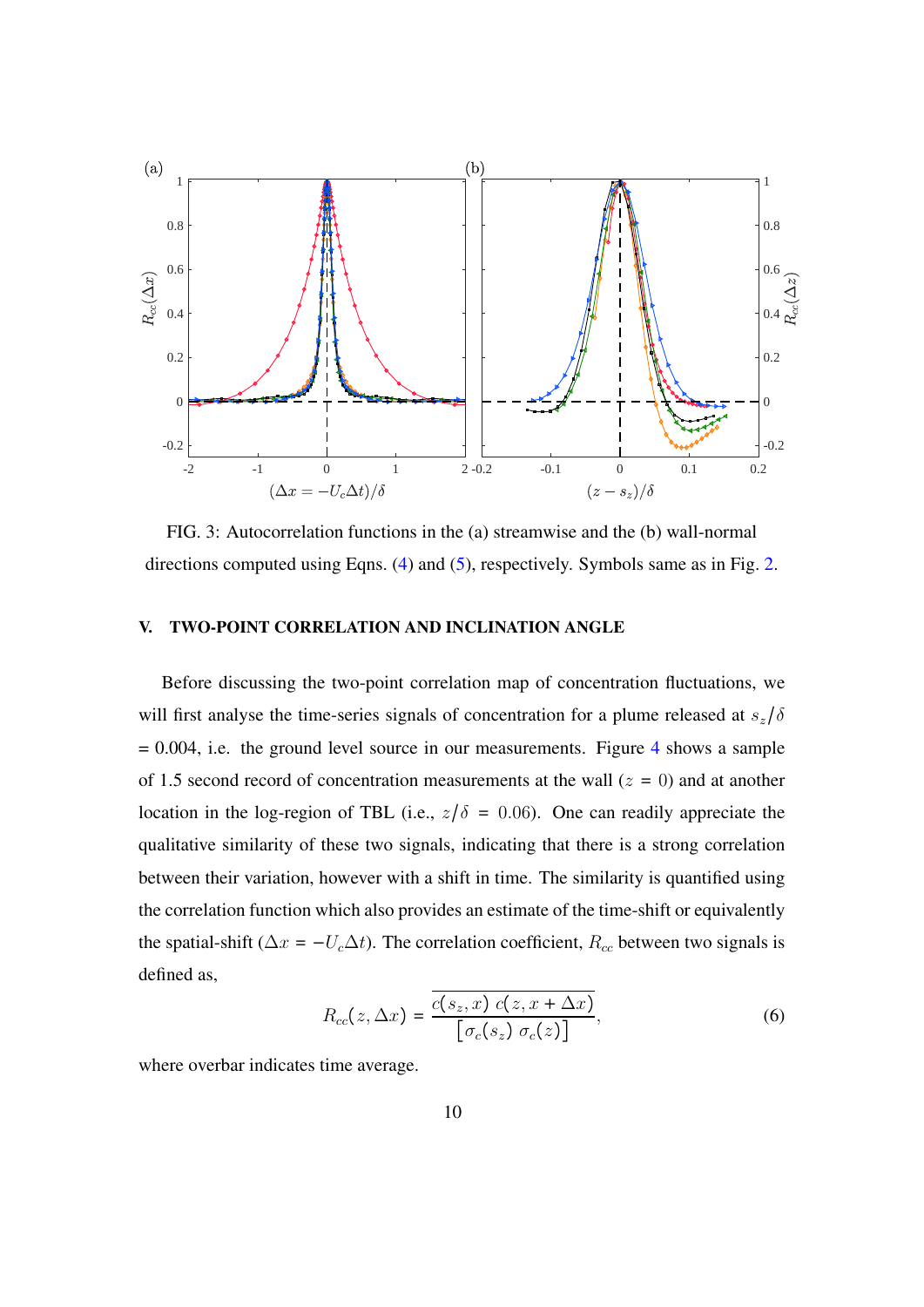FIG. 3: Autocorrelation functions in the (a) streamwise and the (b) wall-normal directions computed using Eqns. (4) and (5), respectively. Symbols same as in Fig. 2.

## V. TWO-POINT CORRELATION AND INCLINATION ANGLE

Before discussing the two-point correlation map of concentration fluctuations, we will first analyse the time-series signals of concentration for a plume released at $s_z/\delta$ = 0.004, i.e. the ground level source in our measurements. Figure 4 shows a sample of 1.5 second record of concentration measurements at the wall ($z = 0$) and at another location in the log-region of TBL (i.e., $z/\delta = 0.06$). One can readily appreciate the qualitative similarity of these two signals, indicating that there is a strong correlation between their variation, however with a shift in time. The similarity is quantified using the correlation function which also provides an estimate of the time-shift or equivalently the spatial-shift ($\Delta x = -U_c \Delta t$). The correlation coefficient, $R_{cc}$ between two signals is defined as,

$$R_{cc}(z, \Delta x) = \frac{\overline{c(s_z, x)\ c(z, x + \Delta x)}}{\left[\sigma_c(s_z)\ \sigma_c(z)\right]}, \tag{6}$$

where overbar indicates time average.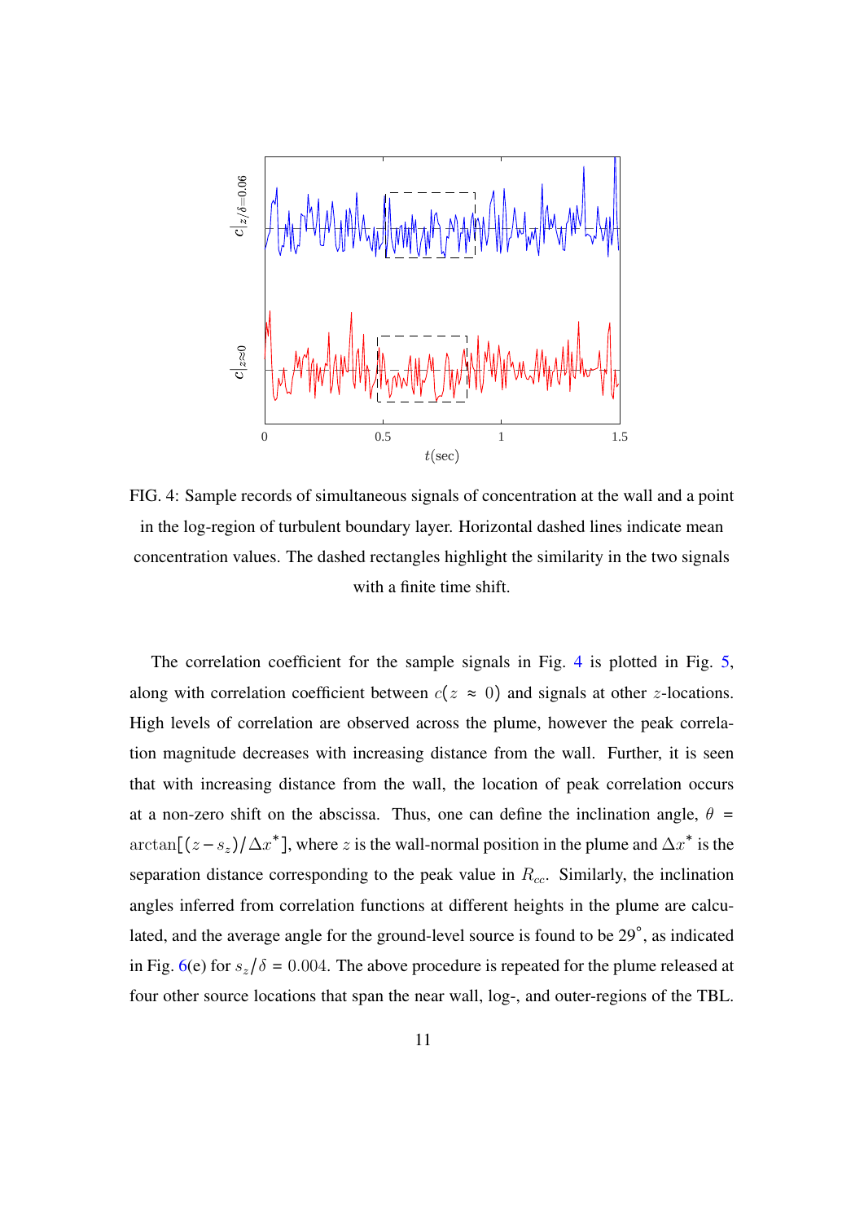FIG. 4: Sample records of simultaneous signals of concentration at the wall and a point in the log-region of turbulent boundary layer. Horizontal dashed lines indicate mean concentration values. The dashed rectangles highlight the similarity in the two signals with a finite time shift.

The correlation coefficient for the sample signals in Fig. 4 is plotted in Fig. 5, along with correlation coefficient between $c(z \approx 0)$ and signals at other $z$-locations. High levels of correlation are observed across the plume, however the peak correlation magnitude decreases with increasing distance from the wall. Further, it is seen that with increasing distance from the wall, the location of peak correlation occurs at a non-zero shift on the abscissa. Thus, one can define the inclination angle, $\theta = \arctan[(z - s_z)/\Delta x^*]$, where $z$ is the wall-normal position in the plume and $\Delta x^*$ is the separation distance corresponding to the peak value in $R_{cc}$. Similarly, the inclination angles inferred from correlation functions at different heights in the plume are calculated, and the average angle for the ground-level source is found to be 29°, as indicated in Fig. 6(e) for $s_z/\delta = 0.004$. The above procedure is repeated for the plume released at four other source locations that span the near wall, log-, and outer-regions of the TBL.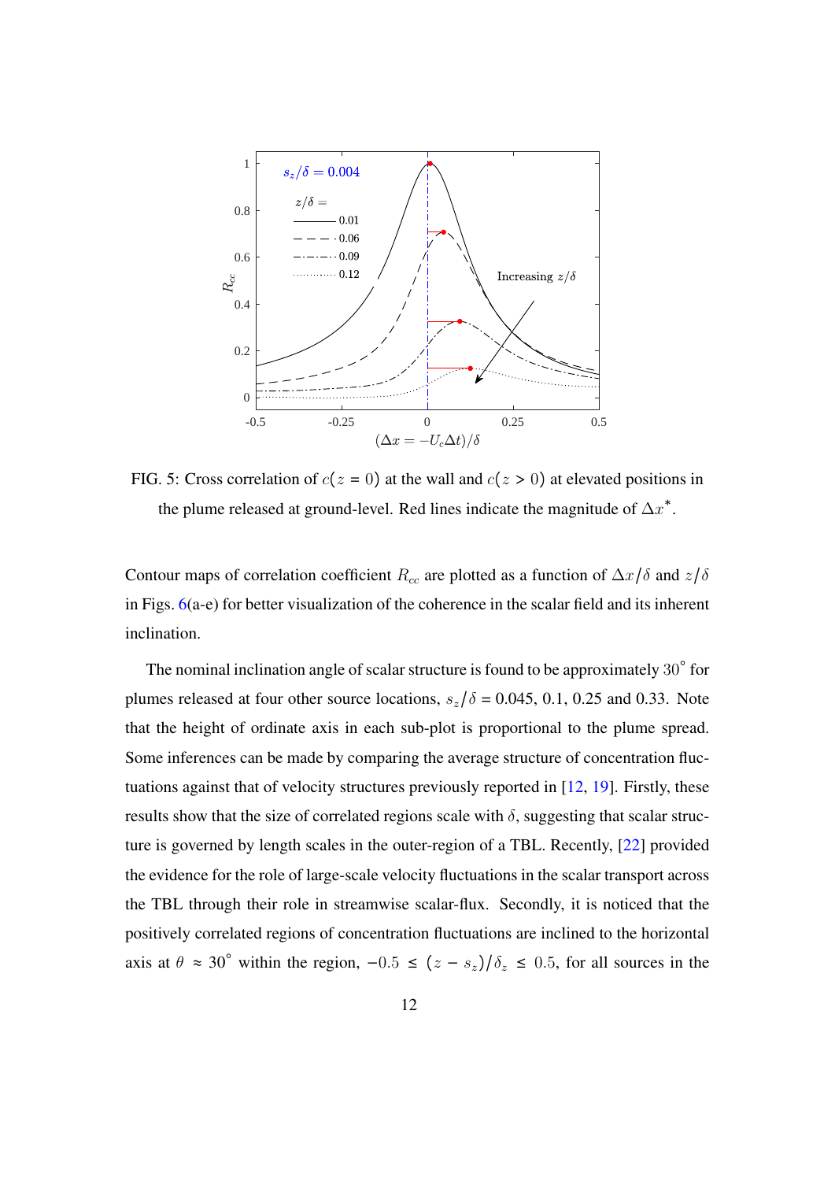FIG. 5: Cross correlation of $c(z = 0)$ at the wall and $c(z > 0)$ at elevated positions in the plume released at ground-level. Red lines indicate the magnitude of $\Delta x^*$.

Contour maps of correlation coefficient $R_{cc}$ are plotted as a function of $\Delta x/\delta$ and $z/\delta$ in Figs. 6(a-e) for better visualization of the coherence in the scalar field and its inherent inclination.

The nominal inclination angle of scalar structure is found to be approximately $30^\circ$ for plumes released at four other source locations, $s_z/\delta$ = 0.045, 0.1, 0.25 and 0.33. Note that the height of ordinate axis in each sub-plot is proportional to the plume spread. Some inferences can be made by comparing the average structure of concentration fluctuations against that of velocity structures previously reported in [12, 19]. Firstly, these results show that the size of correlated regions scale with $\delta$, suggesting that scalar structure is governed by length scales in the outer-region of a TBL. Recently, [22] provided the evidence for the role of large-scale velocity fluctuations in the scalar transport across the TBL through their role in streamwise scalar-flux. Secondly, it is noticed that the positively correlated regions of concentration fluctuations are inclined to the horizontal axis at $\theta \approx 30^\circ$ within the region, $-0.5 \leq (z - s_z)/\delta_z \leq 0.5$, for all sources in the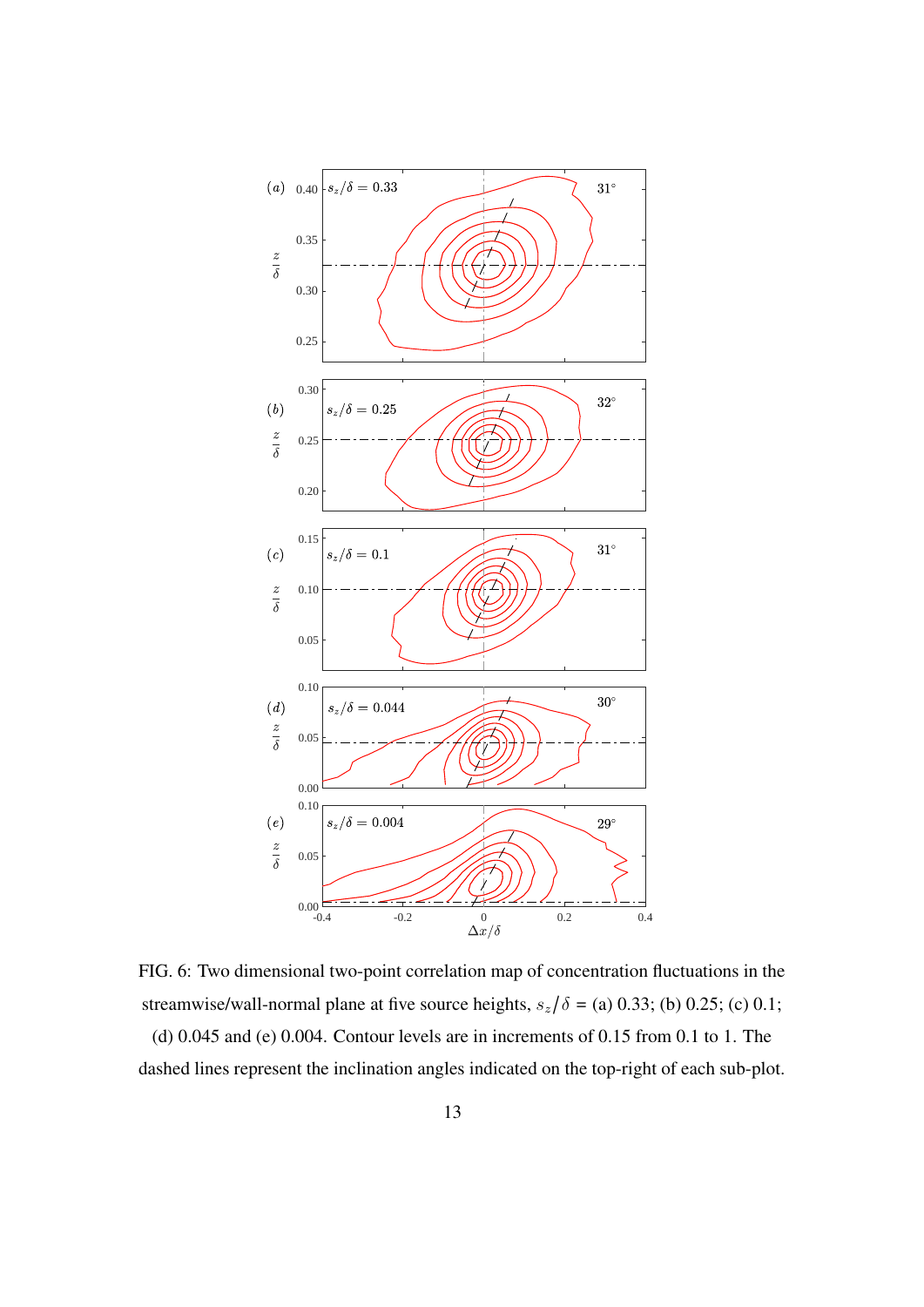FIG. 6: Two dimensional two-point correlation map of concentration fluctuations in the streamwise/wall-normal plane at five source heights, $s_z/\delta$ = (a) 0.33; (b) 0.25; (c) 0.1; (d) 0.045 and (e) 0.004. Contour levels are in increments of 0.15 from 0.1 to 1. The dashed lines represent the inclination angles indicated on the top-right of each sub-plot.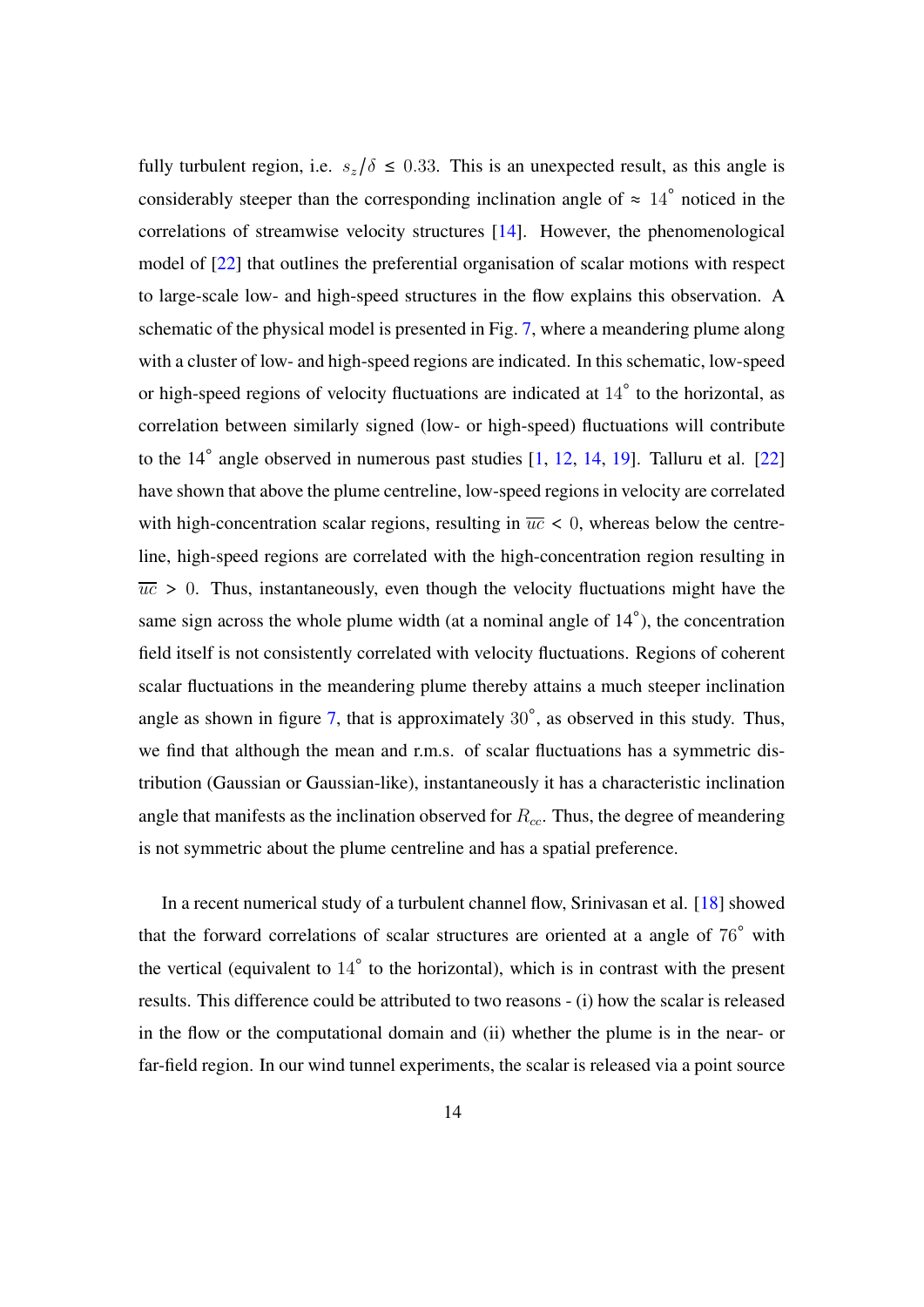fully turbulent region, i.e. $s_z/\delta \leq 0.33$. This is an unexpected result, as this angle is considerably steeper than the corresponding inclination angle of $\approx 14^\circ$ noticed in the correlations of streamwise velocity structures [14]. However, the phenomenological model of [22] that outlines the preferential organisation of scalar motions with respect to large-scale low- and high-speed structures in the flow explains this observation. A schematic of the physical model is presented in Fig. 7, where a meandering plume along with a cluster of low- and high-speed regions are indicated. In this schematic, low-speed or high-speed regions of velocity fluctuations are indicated at $14^\circ$ to the horizontal, as correlation between similarly signed (low- or high-speed) fluctuations will contribute to the 14$^\circ$ angle observed in numerous past studies [1, 12, 14, 19]. Talluru et al. [22] have shown that above the plume centreline, low-speed regions in velocity are correlated with high-concentration scalar regions, resulting in $\overline{uc} < 0$, whereas below the centreline, high-speed regions are correlated with the high-concentration region resulting in $\overline{uc} > 0$. Thus, instantaneously, even though the velocity fluctuations might have the same sign across the whole plume width (at a nominal angle of 14$^\circ$), the concentration field itself is not consistently correlated with velocity fluctuations. Regions of coherent scalar fluctuations in the meandering plume thereby attains a much steeper inclination angle as shown in figure 7, that is approximately $30^\circ$, as observed in this study. Thus, we find that although the mean and r.m.s. of scalar fluctuations has a symmetric distribution (Gaussian or Gaussian-like), instantaneously it has a characteristic inclination angle that manifests as the inclination observed for $R_{cc}$. Thus, the degree of meandering is not symmetric about the plume centreline and has a spatial preference.

In a recent numerical study of a turbulent channel flow, Srinivasan et al. [18] showed that the forward correlations of scalar structures are oriented at a angle of $76^\circ$ with the vertical (equivalent to $14^\circ$ to the horizontal), which is in contrast with the present results. This difference could be attributed to two reasons - (i) how the scalar is released in the flow or the computational domain and (ii) whether the plume is in the near- or far-field region. In our wind tunnel experiments, the scalar is released via a point source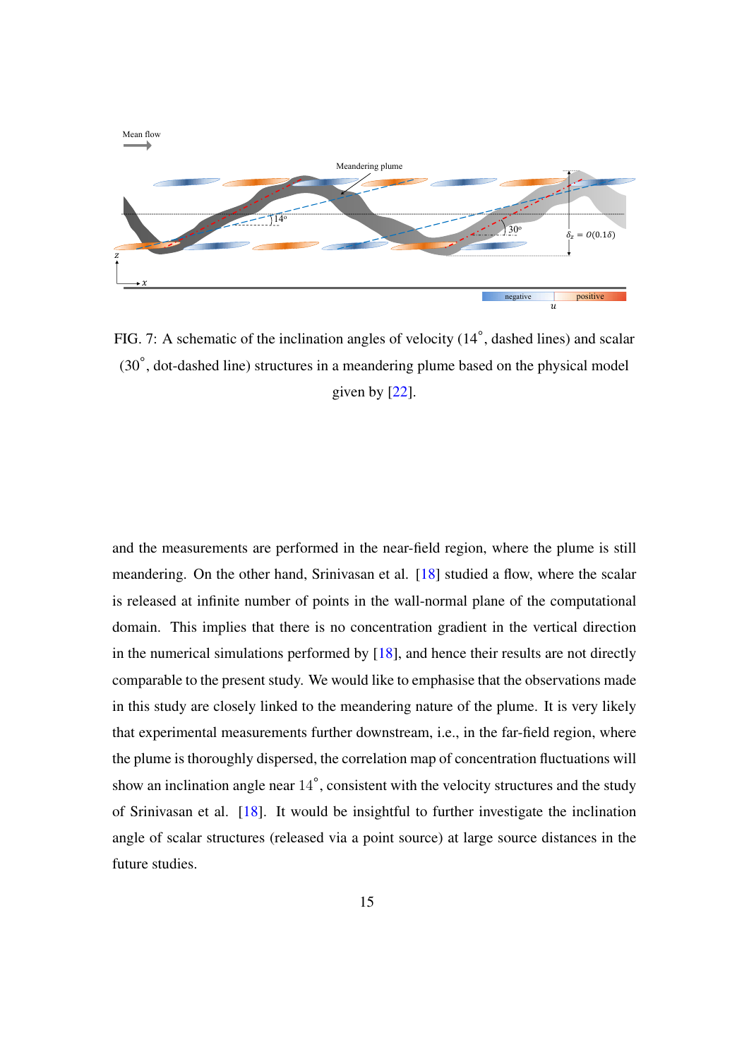FIG. 7: A schematic of the inclination angles of velocity (14°, dashed lines) and scalar (30°, dot-dashed line) structures in a meandering plume based on the physical model given by [22].

and the measurements are performed in the near-field region, where the plume is still meandering. On the other hand, Srinivasan et al. [18] studied a flow, where the scalar is released at infinite number of points in the wall-normal plane of the computational domain. This implies that there is no concentration gradient in the vertical direction in the numerical simulations performed by [18], and hence their results are not directly comparable to the present study. We would like to emphasise that the observations made in this study are closely linked to the meandering nature of the plume. It is very likely that experimental measurements further downstream, i.e., in the far-field region, where the plume is thoroughly dispersed, the correlation map of concentration fluctuations will show an inclination angle near $14^{\circ}$, consistent with the velocity structures and the study of Srinivasan et al. [18]. It would be insightful to further investigate the inclination angle of scalar structures (released via a point source) at large source distances in the future studies.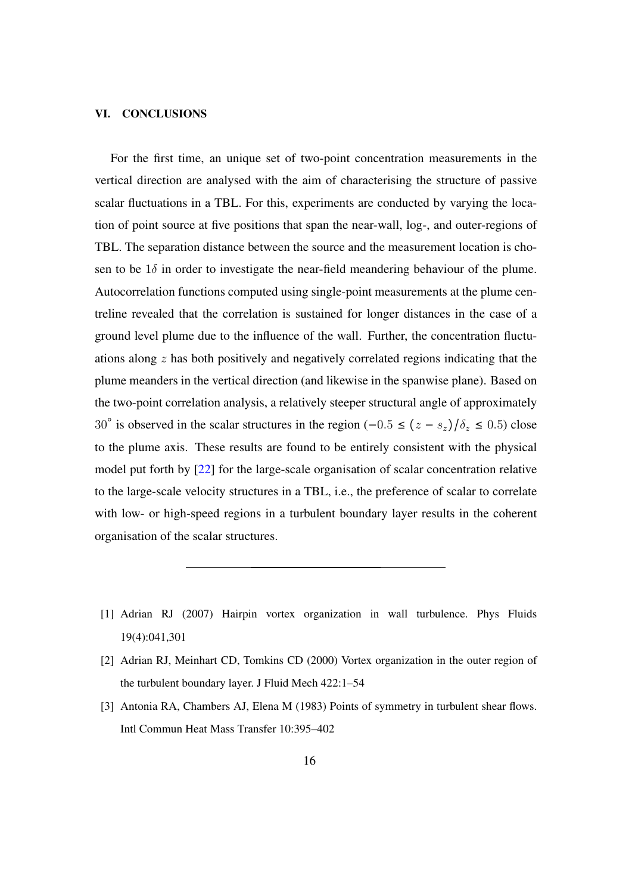## VI. CONCLUSIONS

For the first time, an unique set of two-point concentration measurements in the vertical direction are analysed with the aim of characterising the structure of passive scalar fluctuations in a TBL. For this, experiments are conducted by varying the location of point source at five positions that span the near-wall, log-, and outer-regions of TBL. The separation distance between the source and the measurement location is chosen to be $1\delta$ in order to investigate the near-field meandering behaviour of the plume. Autocorrelation functions computed using single-point measurements at the plume centreline revealed that the correlation is sustained for longer distances in the case of a ground level plume due to the influence of the wall. Further, the concentration fluctuations along $z$ has both positively and negatively correlated regions indicating that the plume meanders in the vertical direction (and likewise in the spanwise plane). Based on the two-point correlation analysis, a relatively steeper structural angle of approximately $30^{\circ}$ is observed in the scalar structures in the region ($-0.5 \leq (z - s_z)/\delta_z \leq 0.5$) close to the plume axis. These results are found to be entirely consistent with the physical model put forth by [22] for the large-scale organisation of scalar concentration relative to the large-scale velocity structures in a TBL, i.e., the preference of scalar to correlate with low- or high-speed regions in a turbulent boundary layer results in the coherent organisation of the scalar structures.

---

[1] Adrian RJ (2007) Hairpin vortex organization in wall turbulence. Phys Fluids 19(4):041,301

[2] Adrian RJ, Meinhart CD, Tomkins CD (2000) Vortex organization in the outer region of the turbulent boundary layer. J Fluid Mech 422:1–54

[3] Antonia RA, Chambers AJ, Elena M (1983) Points of symmetry in turbulent shear flows. Intl Commun Heat Mass Transfer 10:395–402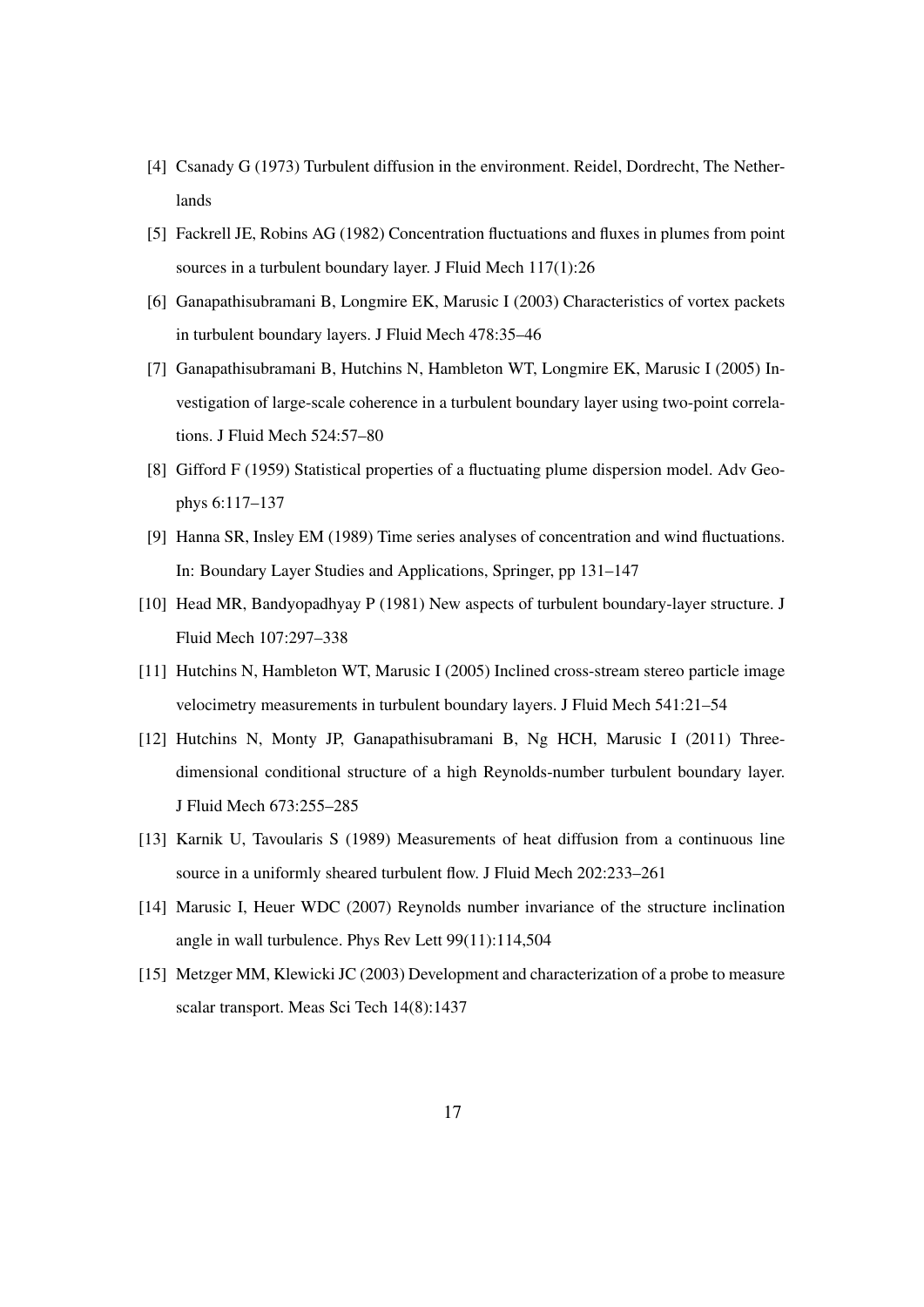[4] Csanady G (1973) Turbulent diffusion in the environment. Reidel, Dordrecht, The Netherlands

[5] Fackrell JE, Robins AG (1982) Concentration fluctuations and fluxes in plumes from point sources in a turbulent boundary layer. J Fluid Mech 117(1):26

[6] Ganapathisubramani B, Longmire EK, Marusic I (2003) Characteristics of vortex packets in turbulent boundary layers. J Fluid Mech 478:35–46

[7] Ganapathisubramani B, Hutchins N, Hambleton WT, Longmire EK, Marusic I (2005) Investigation of large-scale coherence in a turbulent boundary layer using two-point correlations. J Fluid Mech 524:57–80

[8] Gifford F (1959) Statistical properties of a fluctuating plume dispersion model. Adv Geophys 6:117–137

[9] Hanna SR, Insley EM (1989) Time series analyses of concentration and wind fluctuations. In: Boundary Layer Studies and Applications, Springer, pp 131–147

[10] Head MR, Bandyopadhyay P (1981) New aspects of turbulent boundary-layer structure. J Fluid Mech 107:297–338

[11] Hutchins N, Hambleton WT, Marusic I (2005) Inclined cross-stream stereo particle image velocimetry measurements in turbulent boundary layers. J Fluid Mech 541:21–54

[12] Hutchins N, Monty JP, Ganapathisubramani B, Ng HCH, Marusic I (2011) Three-dimensional conditional structure of a high Reynolds-number turbulent boundary layer. J Fluid Mech 673:255–285

[13] Karnik U, Tavoularis S (1989) Measurements of heat diffusion from a continuous line source in a uniformly sheared turbulent flow. J Fluid Mech 202:233–261

[14] Marusic I, Heuer WDC (2007) Reynolds number invariance of the structure inclination angle in wall turbulence. Phys Rev Lett 99(11):114,504

[15] Metzger MM, Klewicki JC (2003) Development and characterization of a probe to measure scalar transport. Meas Sci Tech 14(8):1437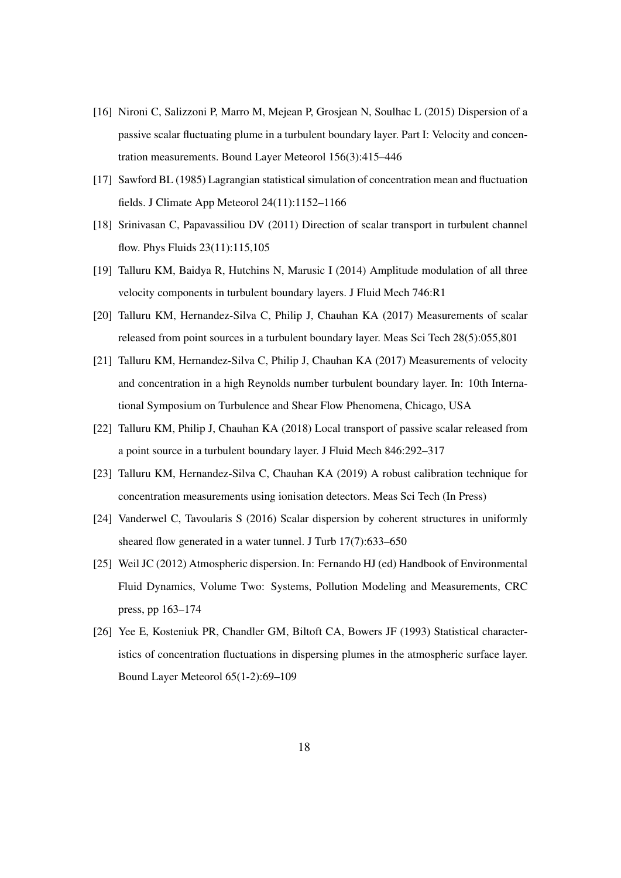[16] Nironi C, Salizzoni P, Marro M, Mejean P, Grosjean N, Soulhac L (2015) Dispersion of a passive scalar fluctuating plume in a turbulent boundary layer. Part I: Velocity and concentration measurements. Bound Layer Meteorol 156(3):415–446

[17] Sawford BL (1985) Lagrangian statistical simulation of concentration mean and fluctuation fields. J Climate App Meteorol 24(11):1152–1166

[18] Srinivasan C, Papavassiliou DV (2011) Direction of scalar transport in turbulent channel flow. Phys Fluids 23(11):115,105

[19] Talluru KM, Baidya R, Hutchins N, Marusic I (2014) Amplitude modulation of all three velocity components in turbulent boundary layers. J Fluid Mech 746:R1

[20] Talluru KM, Hernandez-Silva C, Philip J, Chauhan KA (2017) Measurements of scalar released from point sources in a turbulent boundary layer. Meas Sci Tech 28(5):055,801

[21] Talluru KM, Hernandez-Silva C, Philip J, Chauhan KA (2017) Measurements of velocity and concentration in a high Reynolds number turbulent boundary layer. In: 10th International Symposium on Turbulence and Shear Flow Phenomena, Chicago, USA

[22] Talluru KM, Philip J, Chauhan KA (2018) Local transport of passive scalar released from a point source in a turbulent boundary layer. J Fluid Mech 846:292–317

[23] Talluru KM, Hernandez-Silva C, Chauhan KA (2019) A robust calibration technique for concentration measurements using ionisation detectors. Meas Sci Tech (In Press)

[24] Vanderwel C, Tavoularis S (2016) Scalar dispersion by coherent structures in uniformly sheared flow generated in a water tunnel. J Turb 17(7):633–650

[25] Weil JC (2012) Atmospheric dispersion. In: Fernando HJ (ed) Handbook of Environmental Fluid Dynamics, Volume Two: Systems, Pollution Modeling and Measurements, CRC press, pp 163–174

[26] Yee E, Kosteniuk PR, Chandler GM, Biltoft CA, Bowers JF (1993) Statistical characteristics of concentration fluctuations in dispersing plumes in the atmospheric surface layer. Bound Layer Meteorol 65(1-2):69–109